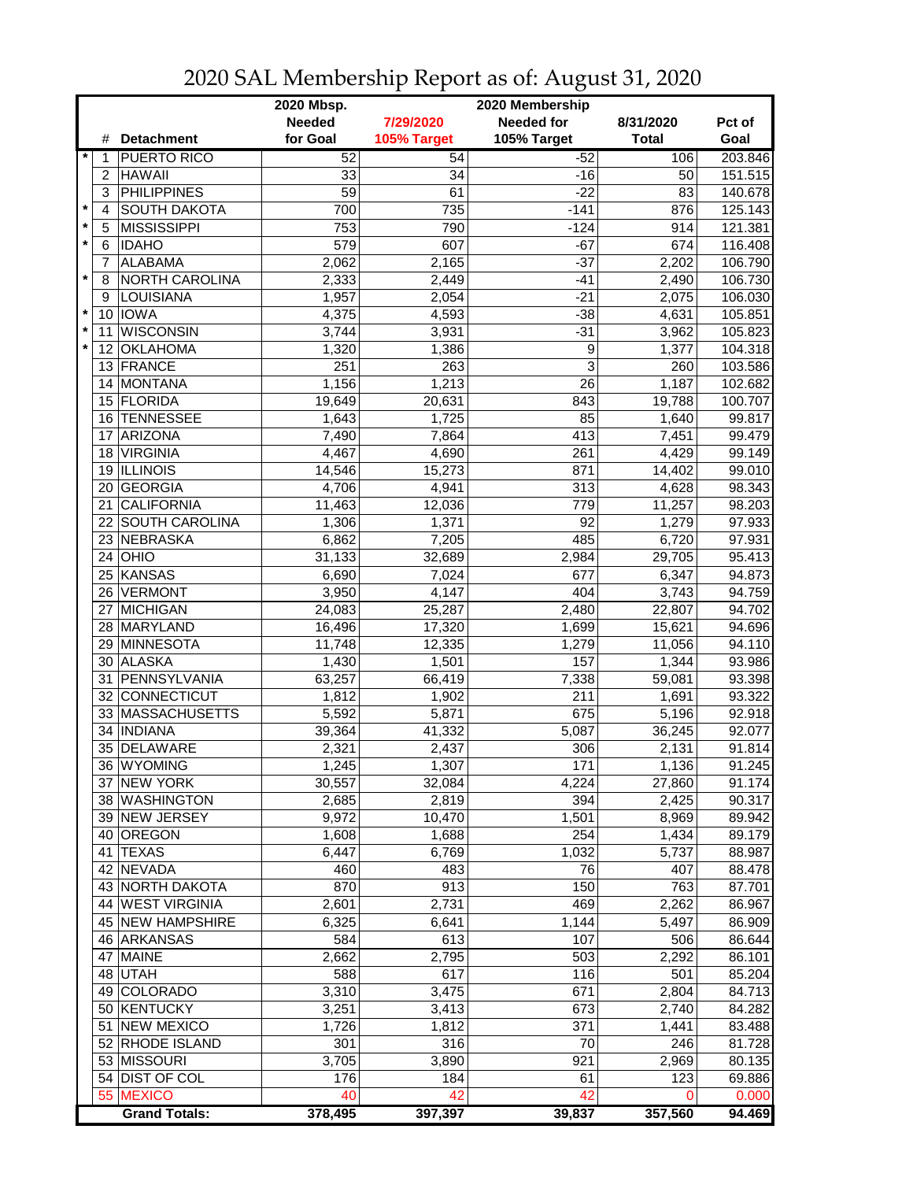# 2020 SAL Membership Report as of: August 31, 2020

| | # | Detachment | 2020 Mbsp. Needed for Goal | 7/29/2020 105% Target | 2020 Membership Needed for 105% Target | 8/31/2020 Total | Pct of Goal |
|---|---|---|---|---|---|---|---|
| * | 1 | PUERTO RICO | 52 | 54 | -52 | 106 | 203.846 |
| | 2 | HAWAII | 33 | 34 | -16 | 50 | 151.515 |
| | 3 | PHILIPPINES | 59 | 61 | -22 | 83 | 140.678 |
| * | 4 | SOUTH DAKOTA | 700 | 735 | -141 | 876 | 125.143 |
| * | 5 | MISSISSIPPI | 753 | 790 | -124 | 914 | 121.381 |
| * | 6 | IDAHO | 579 | 607 | -67 | 674 | 116.408 |
| | 7 | ALABAMA | 2,062 | 2,165 | -37 | 2,202 | 106.790 |
| * | 8 | NORTH CAROLINA | 2,333 | 2,449 | -41 | 2,490 | 106.730 |
| | 9 | LOUISIANA | 1,957 | 2,054 | -21 | 2,075 | 106.030 |
| * | 10 | IOWA | 4,375 | 4,593 | -38 | 4,631 | 105.851 |
| * | 11 | WISCONSIN | 3,744 | 3,931 | -31 | 3,962 | 105.823 |
| * | 12 | OKLAHOMA | 1,320 | 1,386 | 9 | 1,377 | 104.318 |
| | 13 | FRANCE | 251 | 263 | 3 | 260 | 103.586 |
| | 14 | MONTANA | 1,156 | 1,213 | 26 | 1,187 | 102.682 |
| | 15 | FLORIDA | 19,649 | 20,631 | 843 | 19,788 | 100.707 |
| | 16 | TENNESSEE | 1,643 | 1,725 | 85 | 1,640 | 99.817 |
| | 17 | ARIZONA | 7,490 | 7,864 | 413 | 7,451 | 99.479 |
| | 18 | VIRGINIA | 4,467 | 4,690 | 261 | 4,429 | 99.149 |
| | 19 | ILLINOIS | 14,546 | 15,273 | 871 | 14,402 | 99.010 |
| | 20 | GEORGIA | 4,706 | 4,941 | 313 | 4,628 | 98.343 |
| | 21 | CALIFORNIA | 11,463 | 12,036 | 779 | 11,257 | 98.203 |
| | 22 | SOUTH CAROLINA | 1,306 | 1,371 | 92 | 1,279 | 97.933 |
| | 23 | NEBRASKA | 6,862 | 7,205 | 485 | 6,720 | 97.931 |
| | 24 | OHIO | 31,133 | 32,689 | 2,984 | 29,705 | 95.413 |
| | 25 | KANSAS | 6,690 | 7,024 | 677 | 6,347 | 94.873 |
| | 26 | VERMONT | 3,950 | 4,147 | 404 | 3,743 | 94.759 |
| | 27 | MICHIGAN | 24,083 | 25,287 | 2,480 | 22,807 | 94.702 |
| | 28 | MARYLAND | 16,496 | 17,320 | 1,699 | 15,621 | 94.696 |
| | 29 | MINNESOTA | 11,748 | 12,335 | 1,279 | 11,056 | 94.110 |
| | 30 | ALASKA | 1,430 | 1,501 | 157 | 1,344 | 93.986 |
| | 31 | PENNSYLVANIA | 63,257 | 66,419 | 7,338 | 59,081 | 93.398 |
| | 32 | CONNECTICUT | 1,812 | 1,902 | 211 | 1,691 | 93.322 |
| | 33 | MASSACHUSETTS | 5,592 | 5,871 | 675 | 5,196 | 92.918 |
| | 34 | INDIANA | 39,364 | 41,332 | 5,087 | 36,245 | 92.077 |
| | 35 | DELAWARE | 2,321 | 2,437 | 306 | 2,131 | 91.814 |
| | 36 | WYOMING | 1,245 | 1,307 | 171 | 1,136 | 91.245 |
| | 37 | NEW YORK | 30,557 | 32,084 | 4,224 | 27,860 | 91.174 |
| | 38 | WASHINGTON | 2,685 | 2,819 | 394 | 2,425 | 90.317 |
| | 39 | NEW JERSEY | 9,972 | 10,470 | 1,501 | 8,969 | 89.942 |
| | 40 | OREGON | 1,608 | 1,688 | 254 | 1,434 | 89.179 |
| | 41 | TEXAS | 6,447 | 6,769 | 1,032 | 5,737 | 88.987 |
| | 42 | NEVADA | 460 | 483 | 76 | 407 | 88.478 |
| | 43 | NORTH DAKOTA | 870 | 913 | 150 | 763 | 87.701 |
| | 44 | WEST VIRGINIA | 2,601 | 2,731 | 469 | 2,262 | 86.967 |
| | 45 | NEW HAMPSHIRE | 6,325 | 6,641 | 1,144 | 5,497 | 86.909 |
| | 46 | ARKANSAS | 584 | 613 | 107 | 506 | 86.644 |
| | 47 | MAINE | 2,662 | 2,795 | 503 | 2,292 | 86.101 |
| | 48 | UTAH | 588 | 617 | 116 | 501 | 85.204 |
| | 49 | COLORADO | 3,310 | 3,475 | 671 | 2,804 | 84.713 |
| | 50 | KENTUCKY | 3,251 | 3,413 | 673 | 2,740 | 84.282 |
| | 51 | NEW MEXICO | 1,726 | 1,812 | 371 | 1,441 | 83.488 |
| | 52 | RHODE ISLAND | 301 | 316 | 70 | 246 | 81.728 |
| | 53 | MISSOURI | 3,705 | 3,890 | 921 | 2,969 | 80.135 |
| | 54 | DIST OF COL | 176 | 184 | 61 | 123 | 69.886 |
| | 55 | MEXICO | 40 | 42 | 42 | 0 | 0.000 |
| | | **Grand Totals:** | **378,495** | **397,397** | **39,837** | **357,560** | **94.469** |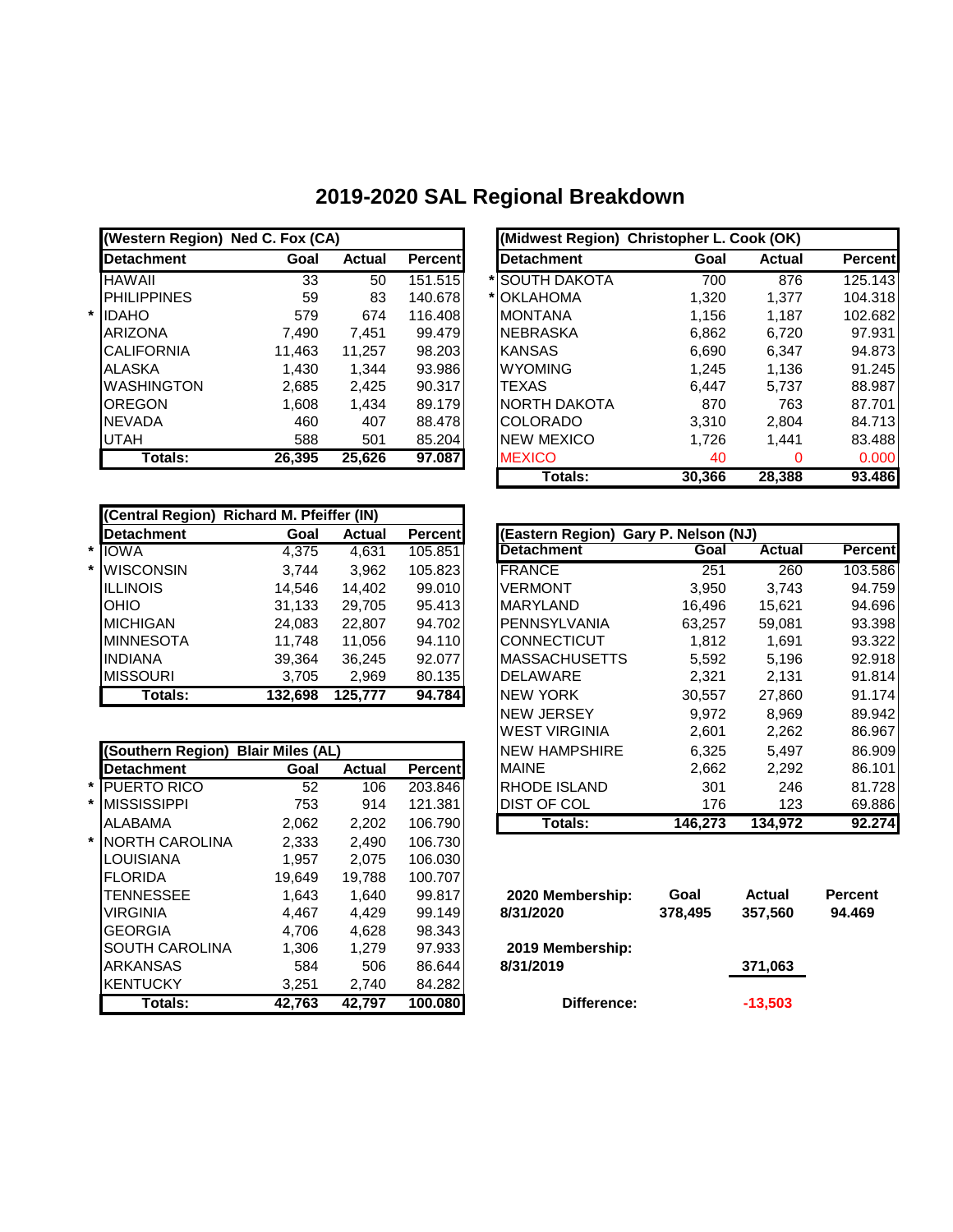# 2019-2020 SAL Regional Breakdown

| (Western Region) Ned C. Fox (CA) | | | | |
|---|---|---|---|---|
| | Detachment | Goal | Actual | Percent |
| | HAWAII | 33 | 50 | 151.515 |
| | PHILIPPINES | 59 | 83 | 140.678 |
| * | IDAHO | 579 | 674 | 116.408 |
| | ARIZONA | 7,490 | 7,451 | 99.479 |
| | CALIFORNIA | 11,463 | 11,257 | 98.203 |
| | ALASKA | 1,430 | 1,344 | 93.986 |
| | WASHINGTON | 2,685 | 2,425 | 90.317 |
| | OREGON | 1,608 | 1,434 | 89.179 |
| | NEVADA | 460 | 407 | 88.478 |
| | UTAH | 588 | 501 | 85.204 |
| | **Totals:** | **26,395** | **25,626** | **97.087** |

| (Midwest Region) Christopher L. Cook (OK) | | | | |
|---|---|---|---|---|
| | Detachment | Goal | Actual | Percent |
| * | SOUTH DAKOTA | 700 | 876 | 125.143 |
| * | OKLAHOMA | 1,320 | 1,377 | 104.318 |
| | MONTANA | 1,156 | 1,187 | 102.682 |
| | NEBRASKA | 6,862 | 6,720 | 97.931 |
| | KANSAS | 6,690 | 6,347 | 94.873 |
| | WYOMING | 1,245 | 1,136 | 91.245 |
| | TEXAS | 6,447 | 5,737 | 88.987 |
| | NORTH DAKOTA | 870 | 763 | 87.701 |
| | COLORADO | 3,310 | 2,804 | 84.713 |
| | NEW MEXICO | 1,726 | 1,441 | 83.488 |
| | MEXICO | 40 | 0 | 0.000 |
| | **Totals:** | **30,366** | **28,388** | **93.486** |

| (Central Region) Richard M. Pfeiffer (IN) | | | | |
|---|---|---|---|---|
| | Detachment | Goal | Actual | Percent |
| * | IOWA | 4,375 | 4,631 | 105.851 |
| * | WISCONSIN | 3,744 | 3,962 | 105.823 |
| | ILLINOIS | 14,546 | 14,402 | 99.010 |
| | OHIO | 31,133 | 29,705 | 95.413 |
| | MICHIGAN | 24,083 | 22,807 | 94.702 |
| | MINNESOTA | 11,748 | 11,056 | 94.110 |
| | INDIANA | 39,364 | 36,245 | 92.077 |
| | MISSOURI | 3,705 | 2,969 | 80.135 |
| | **Totals:** | **132,698** | **125,777** | **94.784** |

| (Eastern Region) Gary P. Nelson (NJ) | | | |
|---|---|---|---|
| Detachment | Goal | Actual | Percent |
| FRANCE | 251 | 260 | 103.586 |
| VERMONT | 3,950 | 3,743 | 94.759 |
| MARYLAND | 16,496 | 15,621 | 94.696 |
| PENNSYLVANIA | 63,257 | 59,081 | 93.398 |
| CONNECTICUT | 1,812 | 1,691 | 93.322 |
| MASSACHUSETTS | 5,592 | 5,196 | 92.918 |
| DELAWARE | 2,321 | 2,131 | 91.814 |
| NEW YORK | 30,557 | 27,860 | 91.174 |
| NEW JERSEY | 9,972 | 8,969 | 89.942 |
| WEST VIRGINIA | 2,601 | 2,262 | 86.967 |
| NEW HAMPSHIRE | 6,325 | 5,497 | 86.909 |
| MAINE | 2,662 | 2,292 | 86.101 |
| RHODE ISLAND | 301 | 246 | 81.728 |
| DIST OF COL | 176 | 123 | 69.886 |
| **Totals:** | **146,273** | **134,972** | **92.274** |

| (Southern Region) Blair Miles (AL) | | | | |
|---|---|---|---|---|
| | Detachment | Goal | Actual | Percent |
| * | PUERTO RICO | 52 | 106 | 203.846 |
| * | MISSISSIPPI | 753 | 914 | 121.381 |
| | ALABAMA | 2,062 | 2,202 | 106.790 |
| * | NORTH CAROLINA | 2,333 | 2,490 | 106.730 |
| | LOUISIANA | 1,957 | 2,075 | 106.030 |
| | FLORIDA | 19,649 | 19,788 | 100.707 |
| | TENNESSEE | 1,643 | 1,640 | 99.817 |
| | VIRGINIA | 4,467 | 4,429 | 99.149 |
| | GEORGIA | 4,706 | 4,628 | 98.343 |
| | SOUTH CAROLINA | 1,306 | 1,279 | 97.933 |
| | ARKANSAS | 584 | 506 | 86.644 |
| | KENTUCKY | 3,251 | 2,740 | 84.282 |
| | **Totals:** | **42,763** | **42,797** | **100.080** |

| | Goal | Actual | Percent |
|---|---|---|---|
| **2020 Membership: 8/31/2020** | **378,495** | **357,560** | **94.469** |
| **2019 Membership: 8/31/2019** | | **371,063** | |
| **Difference:** | | **-13,503** | |